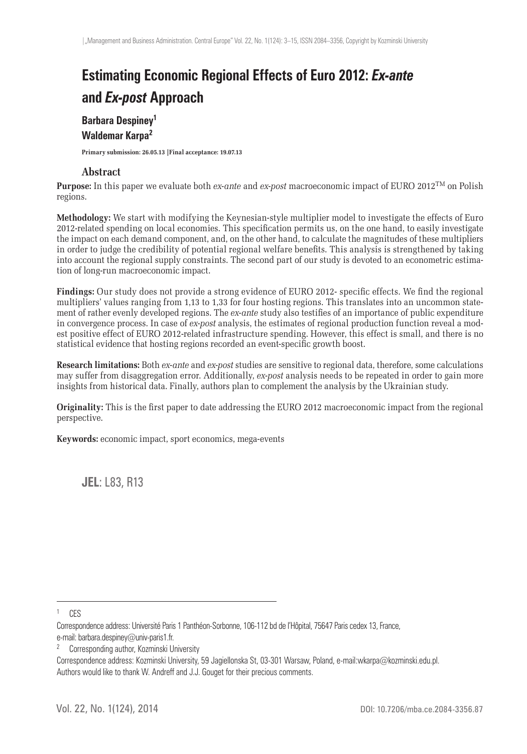# Estimating Economic Regional Effects of Euro 2012: *Ex-ante* and *Ex-post* Approach

**Barbara Despiney**[1]
**Waldemar Karpa**[2]

**Primary submission: 26.05.13 | Final acceptance: 19.07.13**

## Abstract

**Purpose:** In this paper we evaluate both *ex-ante* and *ex-post* macroeconomic impact of EURO 2012™ on Polish regions.

**Methodology:** We start with modifying the Keynesian-style multiplier model to investigate the effects of Euro 2012-related spending on local economies. This specification permits us, on the one hand, to easily investigate the impact on each demand component, and, on the other hand, to calculate the magnitudes of these multipliers in order to judge the credibility of potential regional welfare benefits. This analysis is strengthened by taking into account the regional supply constraints. The second part of our study is devoted to an econometric estimation of long-run macroeconomic impact.

**Findings:** Our study does not provide a strong evidence of EURO 2012- specific effects. We find the regional multipliers' values ranging from 1,13 to 1,33 for four hosting regions. This translates into an uncommon statement of rather evenly developed regions. The *ex-ante* study also testifies of an importance of public expenditure in convergence process. In case of *ex-post* analysis, the estimates of regional production function reveal a modest positive effect of EURO 2012-related infrastructure spending. However, this effect is small, and there is no statistical evidence that hosting regions recorded an event-specific growth boost.

**Research limitations:** Both *ex-ante* and *ex-post* studies are sensitive to regional data, therefore, some calculations may suffer from disaggregation error. Additionally, *ex-post* analysis needs to be repeated in order to gain more insights from historical data. Finally, authors plan to complement the analysis by the Ukrainian study.

**Originality:** This is the first paper to date addressing the EURO 2012 macroeconomic impact from the regional perspective.

**Keywords:** economic impact, sport economics, mega-events

**JEL**: L83, R13

---

[1] CES

Correspondence address: Université Paris 1 Panthéon-Sorbonne, 106-112 bd de l'Hôpital, 75647 Paris cedex 13, France, e-mail: barbara.despiney@univ-paris1.fr.

[2] Corresponding author, Kozminski University

Correspondence address: Kozminski University, 59 Jagiellonska St, 03-301 Warsaw, Poland, e-mail:wkarpa@kozminski.edu.pl.

Authors would like to thank W. Andreff and J.J. Gouget for their precious comments.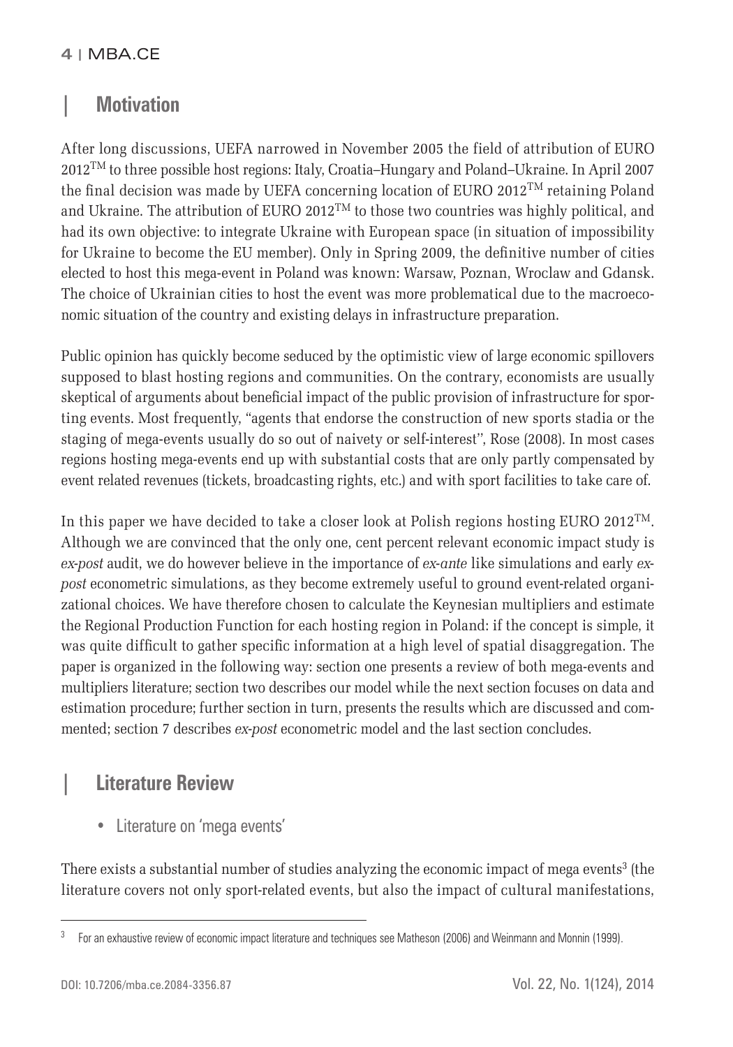## Motivation

After long discussions, UEFA narrowed in November 2005 the field of attribution of EURO 2012$^{TM}$ to three possible host regions: Italy, Croatia–Hungary and Poland–Ukraine. In April 2007 the final decision was made by UEFA concerning location of EURO 2012$^{TM}$ retaining Poland and Ukraine. The attribution of EURO 2012$^{TM}$ to those two countries was highly political, and had its own objective: to integrate Ukraine with European space (in situation of impossibility for Ukraine to become the EU member). Only in Spring 2009, the definitive number of cities elected to host this mega-event in Poland was known: Warsaw, Poznan, Wroclaw and Gdansk. The choice of Ukrainian cities to host the event was more problematical due to the macroeconomic situation of the country and existing delays in infrastructure preparation.

Public opinion has quickly become seduced by the optimistic view of large economic spillovers supposed to blast hosting regions and communities. On the contrary, economists are usually skeptical of arguments about beneficial impact of the public provision of infrastructure for sporting events. Most frequently, "agents that endorse the construction of new sports stadia or the staging of mega-events usually do so out of naivety or self-interest", Rose (2008). In most cases regions hosting mega-events end up with substantial costs that are only partly compensated by event related revenues (tickets, broadcasting rights, etc.) and with sport facilities to take care of.

In this paper we have decided to take a closer look at Polish regions hosting EURO 2012$^{TM}$. Although we are convinced that the only one, cent percent relevant economic impact study is *ex-post* audit, we do however believe in the importance of *ex-ante* like simulations and early *ex-post* econometric simulations, as they become extremely useful to ground event-related organizational choices. We have therefore chosen to calculate the Keynesian multipliers and estimate the Regional Production Function for each hosting region in Poland: if the concept is simple, it was quite difficult to gather specific information at a high level of spatial disaggregation. The paper is organized in the following way: section one presents a review of both mega-events and multipliers literature; section two describes our model while the next section focuses on data and estimation procedure; further section in turn, presents the results which are discussed and commented; section 7 describes *ex-post* econometric model and the last section concludes.

## Literature Review

- Literature on 'mega events'

There exists a substantial number of studies analyzing the economic impact of mega events[3] (the literature covers not only sport-related events, but also the impact of cultural manifestations,

---

[3] For an exhaustive review of economic impact literature and techniques see Matheson (2006) and Weinmann and Monnin (1999).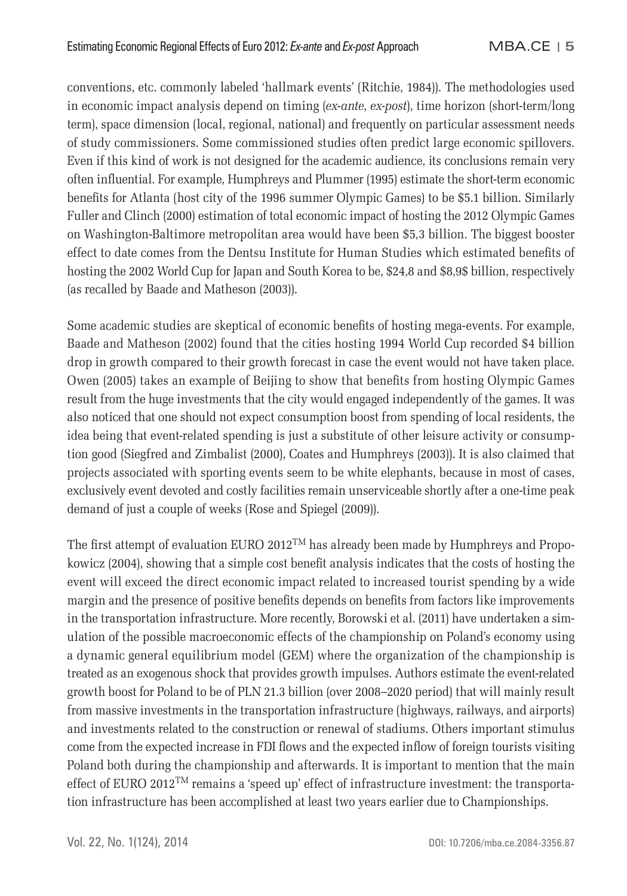conventions, etc. commonly labeled 'hallmark events' (Ritchie, 1984)). The methodologies used in economic impact analysis depend on timing (*ex-ante*, *ex-post*), time horizon (short-term/long term), space dimension (local, regional, national) and frequently on particular assessment needs of study commissioners. Some commissioned studies often predict large economic spillovers. Even if this kind of work is not designed for the academic audience, its conclusions remain very often influential. For example, Humphreys and Plummer (1995) estimate the short-term economic benefits for Atlanta (host city of the 1996 summer Olympic Games) to be $5.1 billion. Similarly Fuller and Clinch (2000) estimation of total economic impact of hosting the 2012 Olympic Games on Washington-Baltimore metropolitan area would have been $5,3 billion. The biggest booster effect to date comes from the Dentsu Institute for Human Studies which estimated benefits of hosting the 2002 World Cup for Japan and South Korea to be, $24,8 and $8,9$ billion, respectively (as recalled by Baade and Matheson (2003)).

Some academic studies are skeptical of economic benefits of hosting mega-events. For example, Baade and Matheson (2002) found that the cities hosting 1994 World Cup recorded $4 billion drop in growth compared to their growth forecast in case the event would not have taken place. Owen (2005) takes an example of Beijing to show that benefits from hosting Olympic Games result from the huge investments that the city would engaged independently of the games. It was also noticed that one should not expect consumption boost from spending of local residents, the idea being that event-related spending is just a substitute of other leisure activity or consumption good (Siegfred and Zimbalist (2000), Coates and Humphreys (2003)). It is also claimed that projects associated with sporting events seem to be white elephants, because in most of cases, exclusively event devoted and costly facilities remain unserviceable shortly after a one-time peak demand of just a couple of weeks (Rose and Spiegel (2009)).

The first attempt of evaluation EURO 2012™ has already been made by Humphreys and Propokowicz (2004), showing that a simple cost benefit analysis indicates that the costs of hosting the event will exceed the direct economic impact related to increased tourist spending by a wide margin and the presence of positive benefits depends on benefits from factors like improvements in the transportation infrastructure. More recently, Borowski et al. (2011) have undertaken a simulation of the possible macroeconomic effects of the championship on Poland's economy using a dynamic general equilibrium model (GEM) where the organization of the championship is treated as an exogenous shock that provides growth impulses. Authors estimate the event-related growth boost for Poland to be of PLN 21.3 billion (over 2008–2020 period) that will mainly result from massive investments in the transportation infrastructure (highways, railways, and airports) and investments related to the construction or renewal of stadiums. Others important stimulus come from the expected increase in FDI flows and the expected inflow of foreign tourists visiting Poland both during the championship and afterwards. It is important to mention that the main effect of EURO 2012™ remains a 'speed up' effect of infrastructure investment: the transportation infrastructure has been accomplished at least two years earlier due to Championships.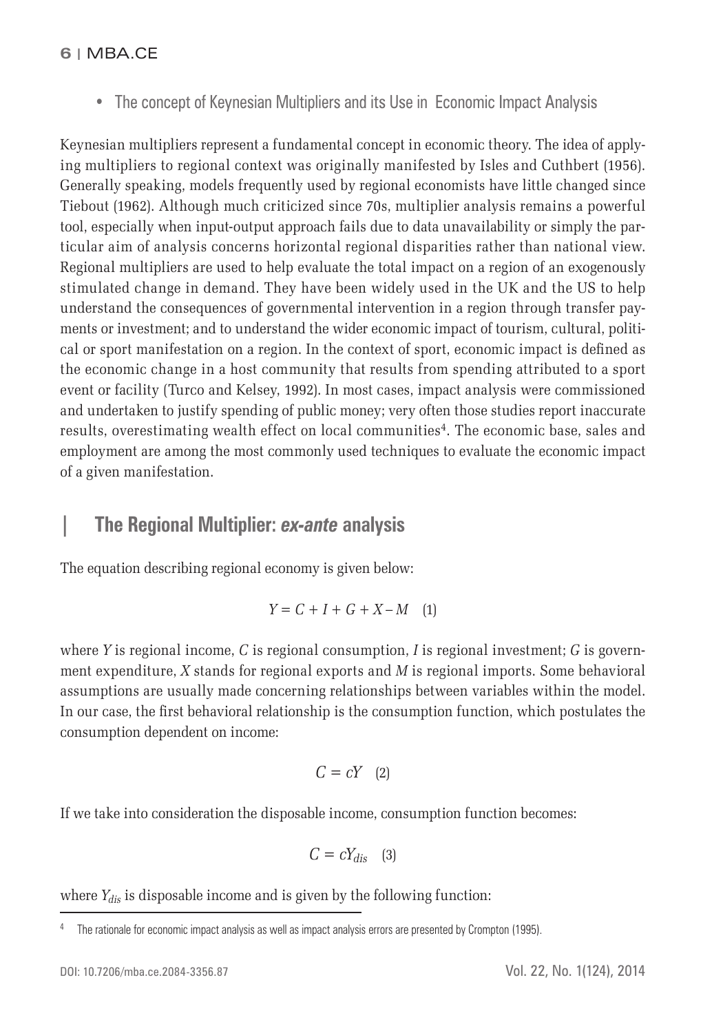- The concept of Keynesian Multipliers and its Use in Economic Impact Analysis

Keynesian multipliers represent a fundamental concept in economic theory. The idea of applying multipliers to regional context was originally manifested by Isles and Cuthbert (1956). Generally speaking, models frequently used by regional economists have little changed since Tiebout (1962). Although much criticized since 70s, multiplier analysis remains a powerful tool, especially when input-output approach fails due to data unavailability or simply the particular aim of analysis concerns horizontal regional disparities rather than national view. Regional multipliers are used to help evaluate the total impact on a region of an exogenously stimulated change in demand. They have been widely used in the UK and the US to help understand the consequences of governmental intervention in a region through transfer payments or investment; and to understand the wider economic impact of tourism, cultural, political or sport manifestation on a region. In the context of sport, economic impact is defined as the economic change in a host community that results from spending attributed to a sport event or facility (Turco and Kelsey, 1992). In most cases, impact analysis were commissioned and undertaken to justify spending of public money; very often those studies report inaccurate results, overestimating wealth effect on local communities[4]. The economic base, sales and employment are among the most commonly used techniques to evaluate the economic impact of a given manifestation.

## The Regional Multiplier: *ex-ante* analysis

The equation describing regional economy is given below:

$$Y = C + I + G + X - M \quad (1)$$

where $Y$ is regional income, $C$ is regional consumption, $I$ is regional investment; $G$ is government expenditure, $X$ stands for regional exports and $M$ is regional imports. Some behavioral assumptions are usually made concerning relationships between variables within the model. In our case, the first behavioral relationship is the consumption function, which postulates the consumption dependent on income:

$$C = cY \quad (2)$$

If we take into consideration the disposable income, consumption function becomes:

$$C = cY_{dis} \quad (3)$$

where $Y_{dis}$ is disposable income and is given by the following function:

[4] The rationale for economic impact analysis as well as impact analysis errors are presented by Crompton (1995).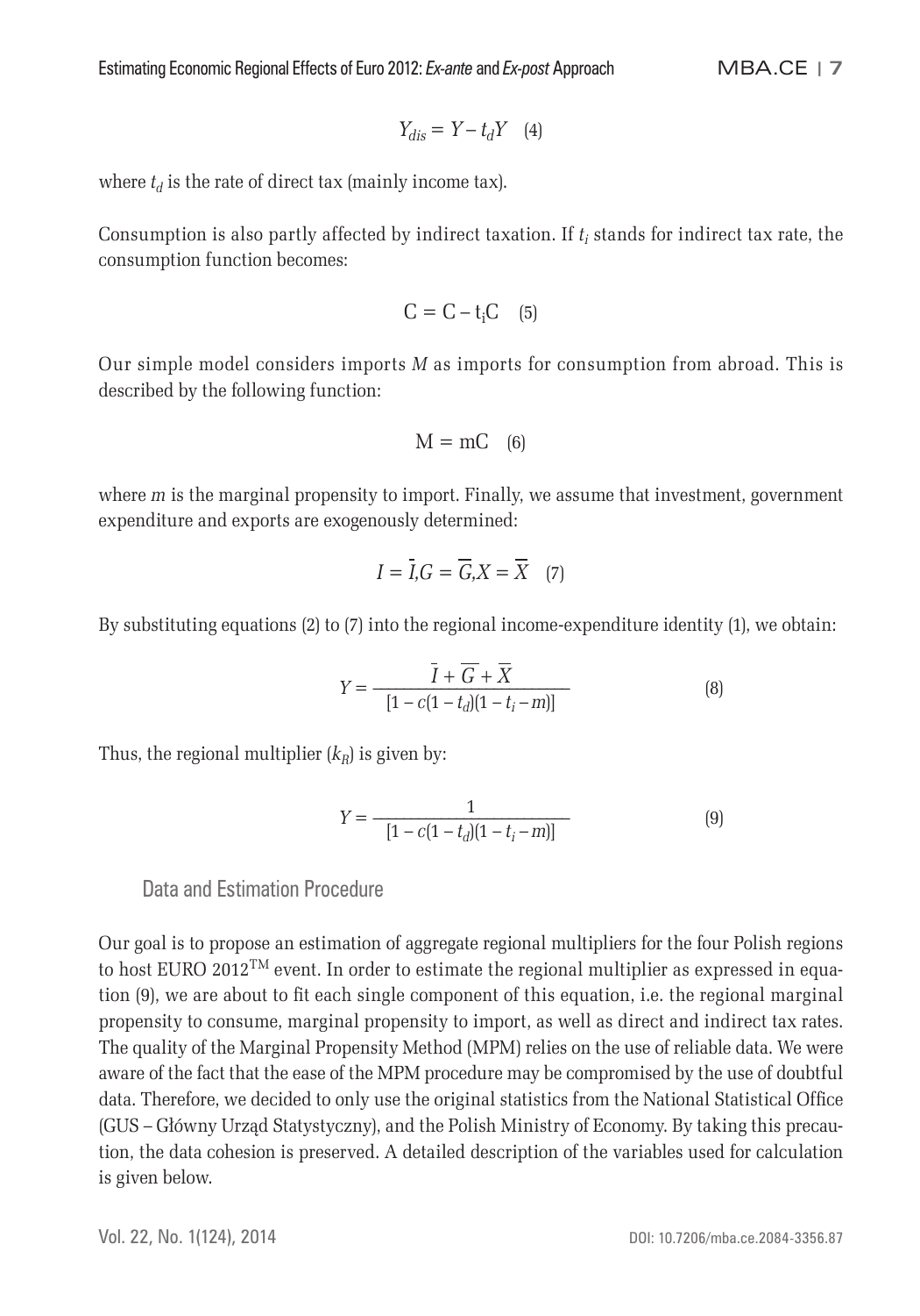$$Y_{dis} = Y - t_d Y \quad (4)$$

where $t_d$ is the rate of direct tax (mainly income tax).

Consumption is also partly affected by indirect taxation. If $t_i$ stands for indirect tax rate, the consumption function becomes:

$$C = C - t_i C \quad (5)$$

Our simple model considers imports *M* as imports for consumption from abroad. This is described by the following function:

$$M = mC \quad (6)$$

where *m* is the marginal propensity to import. Finally, we assume that investment, government expenditure and exports are exogenously determined:

$$I = \bar{I}, G = \overline{G}, X = \overline{X} \quad (7)$$

By substituting equations (2) to (7) into the regional income-expenditure identity (1), we obtain:

$$Y = \frac{\bar{I} + \overline{G} + \overline{X}}{[1 - c(1 - t_d)(1 - t_i - m)]} \quad (8)$$

Thus, the regional multiplier ($k_R$) is given by:

$$Y = \frac{1}{[1 - c(1 - t_d)(1 - t_i - m)]} \quad (9)$$

## Data and Estimation Procedure

Our goal is to propose an estimation of aggregate regional multipliers for the four Polish regions to host EURO 2012™ event. In order to estimate the regional multiplier as expressed in equation (9), we are about to fit each single component of this equation, i.e. the regional marginal propensity to consume, marginal propensity to import, as well as direct and indirect tax rates. The quality of the Marginal Propensity Method (MPM) relies on the use of reliable data. We were aware of the fact that the ease of the MPM procedure may be compromised by the use of doubtful data. Therefore, we decided to only use the original statistics from the National Statistical Office (GUS – Główny Urząd Statystyczny), and the Polish Ministry of Economy. By taking this precaution, the data cohesion is preserved. A detailed description of the variables used for calculation is given below.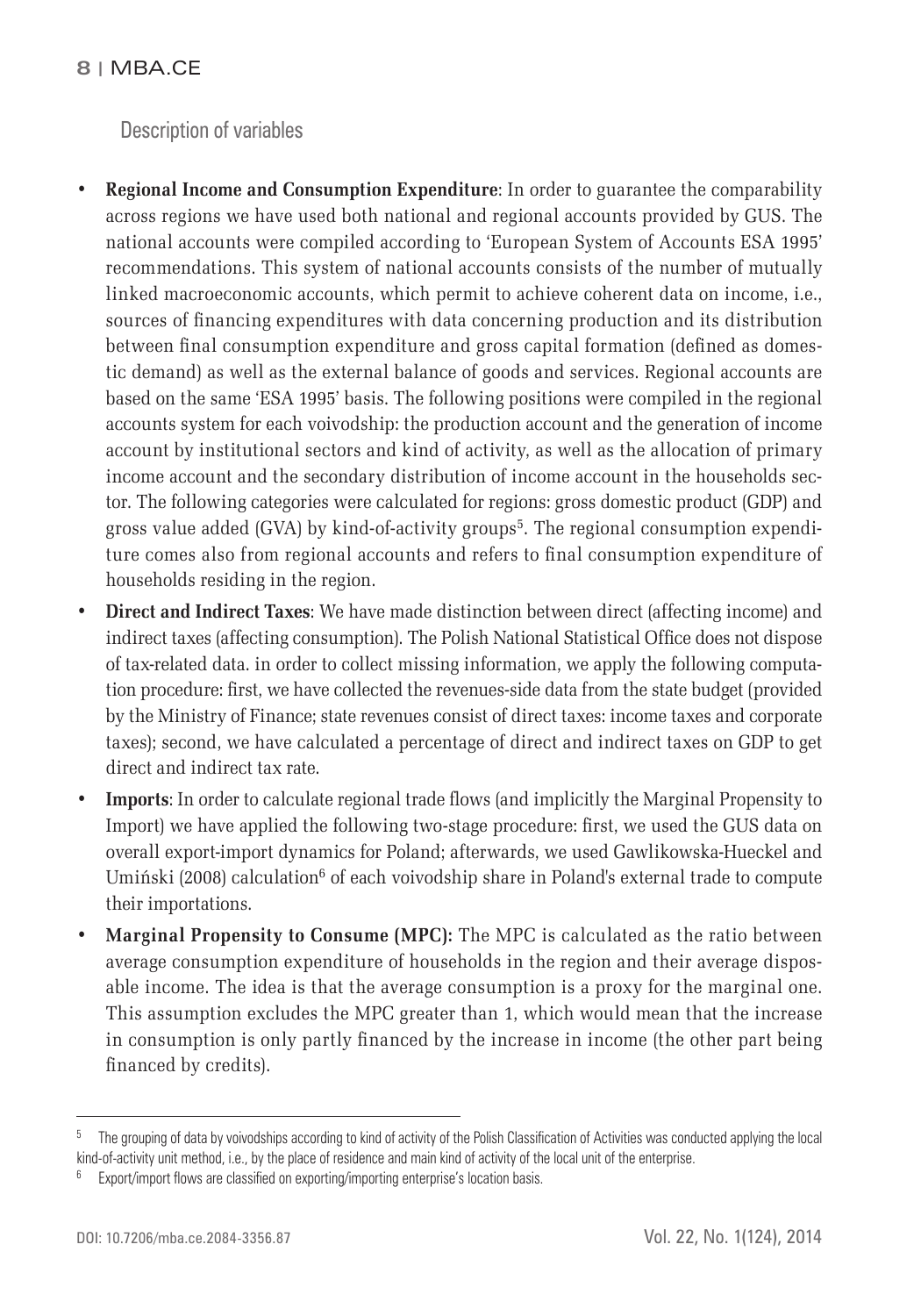## Description of variables

- **Regional Income and Consumption Expenditure**: In order to guarantee the comparability across regions we have used both national and regional accounts provided by GUS. The national accounts were compiled according to 'European System of Accounts ESA 1995' recommendations. This system of national accounts consists of the number of mutually linked macroeconomic accounts, which permit to achieve coherent data on income, i.e., sources of financing expenditures with data concerning production and its distribution between final consumption expenditure and gross capital formation (defined as domestic demand) as well as the external balance of goods and services. Regional accounts are based on the same 'ESA 1995' basis. The following positions were compiled in the regional accounts system for each voivodship: the production account and the generation of income account by institutional sectors and kind of activity, as well as the allocation of primary income account and the secondary distribution of income account in the households sector. The following categories were calculated for regions: gross domestic product (GDP) and gross value added (GVA) by kind-of-activity groups[5]. The regional consumption expenditure comes also from regional accounts and refers to final consumption expenditure of households residing in the region.
- **Direct and Indirect Taxes**: We have made distinction between direct (affecting income) and indirect taxes (affecting consumption). The Polish National Statistical Office does not dispose of tax-related data. in order to collect missing information, we apply the following computation procedure: first, we have collected the revenues-side data from the state budget (provided by the Ministry of Finance; state revenues consist of direct taxes: income taxes and corporate taxes); second, we have calculated a percentage of direct and indirect taxes on GDP to get direct and indirect tax rate.
- **Imports**: In order to calculate regional trade flows (and implicitly the Marginal Propensity to Import) we have applied the following two-stage procedure: first, we used the GUS data on overall export-import dynamics for Poland; afterwards, we used Gawlikowska-Hueckel and Umiński (2008) calculation[6] of each voivodship share in Poland's external trade to compute their importations.
- **Marginal Propensity to Consume (MPC):** The MPC is calculated as the ratio between average consumption expenditure of households in the region and their average disposable income. The idea is that the average consumption is a proxy for the marginal one. This assumption excludes the MPC greater than 1, which would mean that the increase in consumption is only partly financed by the increase in income (the other part being financed by credits).

---

[5] The grouping of data by voivodships according to kind of activity of the Polish Classification of Activities was conducted applying the local kind-of-activity unit method, i.e., by the place of residence and main kind of activity of the local unit of the enterprise.

[6] Export/import flows are classified on exporting/importing enterprise's location basis.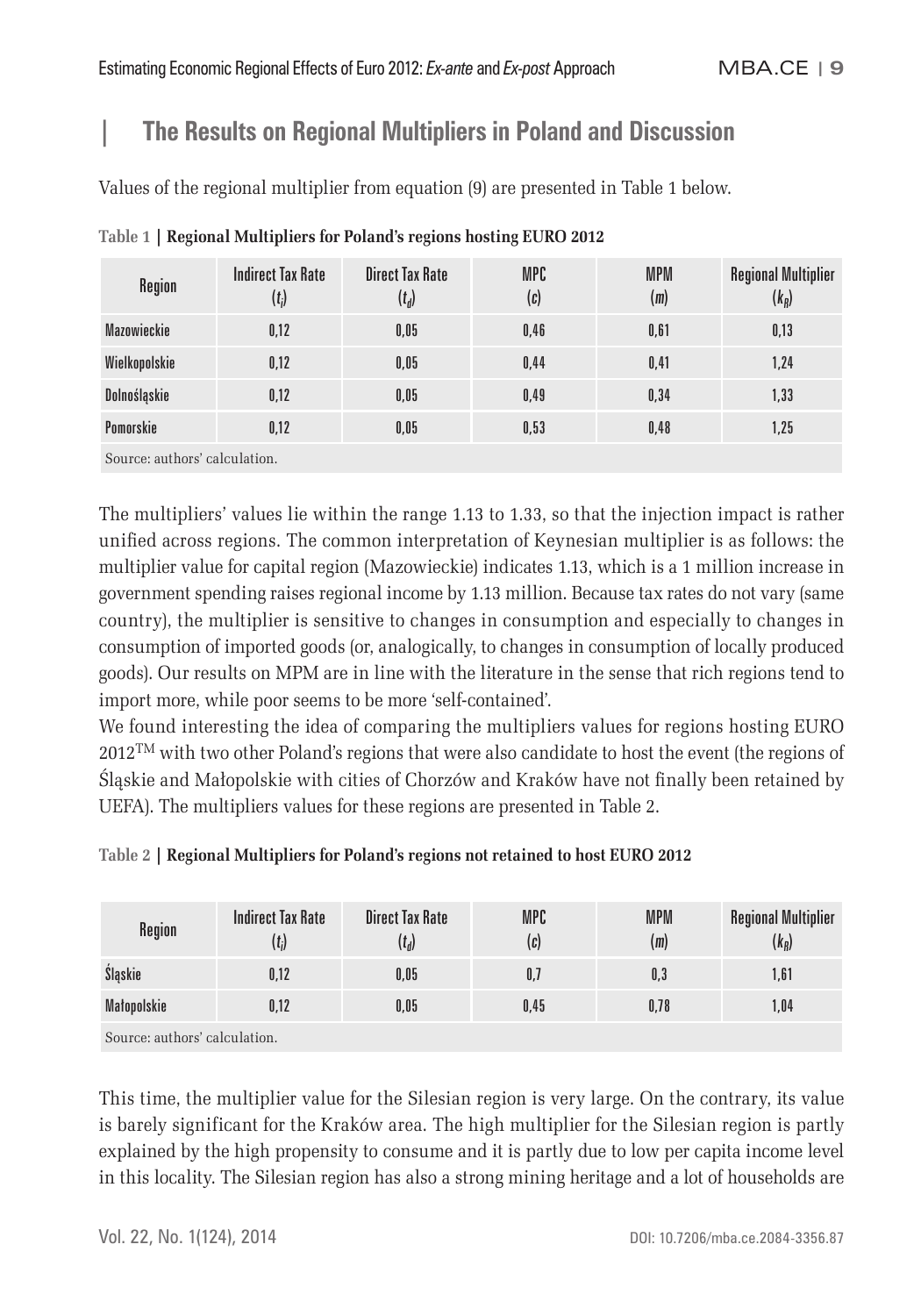## The Results on Regional Multipliers in Poland and Discussion

Values of the regional multiplier from equation (9) are presented in Table 1 below.

**Table 1 | Regional Multipliers for Poland's regions hosting EURO 2012**

| Region | Indirect Tax Rate ($t_i$) | Direct Tax Rate ($t_d$) | MPC ($c$) | MPM ($m$) | Regional Multiplier ($k_R$) |
|---|---|---|---|---|---|
| Mazowieckie | 0,12 | 0,05 | 0,46 | 0,61 | 0,13 |
| Wielkopolskie | 0,12 | 0,05 | 0,44 | 0,41 | 1,24 |
| Dolnośląskie | 0,12 | 0,05 | 0,49 | 0,34 | 1,33 |
| Pomorskie | 0,12 | 0,05 | 0,53 | 0,48 | 1,25 |

Source: authors' calculation.

The multipliers' values lie within the range 1.13 to 1.33, so that the injection impact is rather unified across regions. The common interpretation of Keynesian multiplier is as follows: the multiplier value for capital region (Mazowieckie) indicates 1.13, which is a 1 million increase in government spending raises regional income by 1.13 million. Because tax rates do not vary (same country), the multiplier is sensitive to changes in consumption and especially to changes in consumption of imported goods (or, analogically, to changes in consumption of locally produced goods). Our results on MPM are in line with the literature in the sense that rich regions tend to import more, while poor seems to be more 'self-contained'.

We found interesting the idea of comparing the multipliers values for regions hosting EURO 2012$^{TM}$ with two other Poland's regions that were also candidate to host the event (the regions of Śląskie and Małopolskie with cities of Chorzów and Kraków have not finally been retained by UEFA). The multipliers values for these regions are presented in Table 2.

**Table 2 | Regional Multipliers for Poland's regions not retained to host EURO 2012**

| Region | Indirect Tax Rate ($t_i$) | Direct Tax Rate ($t_d$) | MPC ($c$) | MPM ($m$) | Regional Multiplier ($k_R$) |
|---|---|---|---|---|---|
| Śląskie | 0,12 | 0,05 | 0,7 | 0,3 | 1,61 |
| Małopolskie | 0,12 | 0,05 | 0,45 | 0,78 | 1,04 |

Source: authors' calculation.

This time, the multiplier value for the Silesian region is very large. On the contrary, its value is barely significant for the Kraków area. The high multiplier for the Silesian region is partly explained by the high propensity to consume and it is partly due to low per capita income level in this locality. The Silesian region has also a strong mining heritage and a lot of households are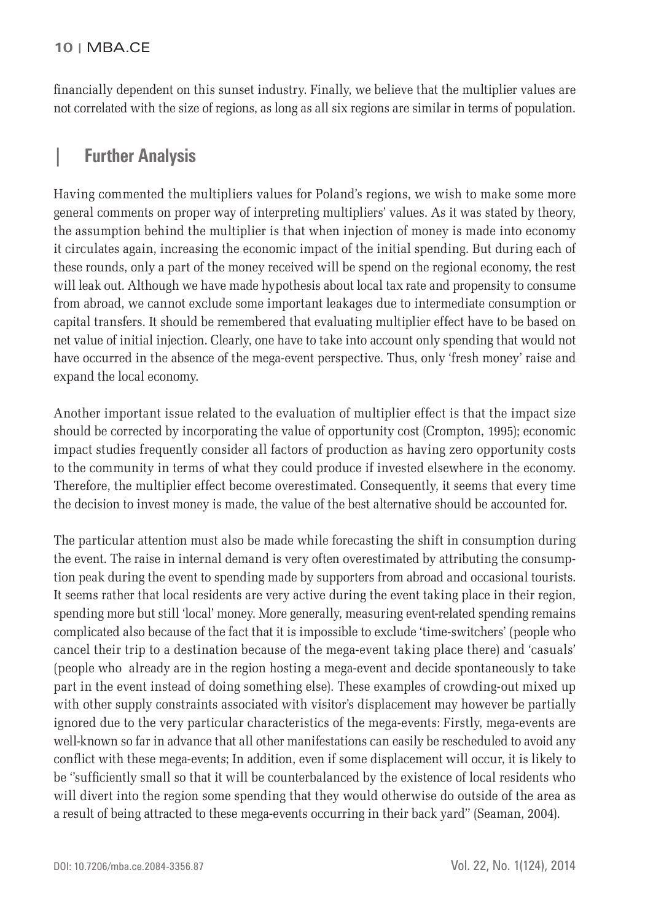financially dependent on this sunset industry. Finally, we believe that the multiplier values are not correlated with the size of regions, as long as all six regions are similar in terms of population.

## Further Analysis

Having commented the multipliers values for Poland's regions, we wish to make some more general comments on proper way of interpreting multipliers' values. As it was stated by theory, the assumption behind the multiplier is that when injection of money is made into economy it circulates again, increasing the economic impact of the initial spending. But during each of these rounds, only a part of the money received will be spend on the regional economy, the rest will leak out. Although we have made hypothesis about local tax rate and propensity to consume from abroad, we cannot exclude some important leakages due to intermediate consumption or capital transfers. It should be remembered that evaluating multiplier effect have to be based on net value of initial injection. Clearly, one have to take into account only spending that would not have occurred in the absence of the mega-event perspective. Thus, only 'fresh money' raise and expand the local economy.

Another important issue related to the evaluation of multiplier effect is that the impact size should be corrected by incorporating the value of opportunity cost (Crompton, 1995); economic impact studies frequently consider all factors of production as having zero opportunity costs to the community in terms of what they could produce if invested elsewhere in the economy. Therefore, the multiplier effect become overestimated. Consequently, it seems that every time the decision to invest money is made, the value of the best alternative should be accounted for.

The particular attention must also be made while forecasting the shift in consumption during the event. The raise in internal demand is very often overestimated by attributing the consumption peak during the event to spending made by supporters from abroad and occasional tourists. It seems rather that local residents are very active during the event taking place in their region, spending more but still 'local' money. More generally, measuring event-related spending remains complicated also because of the fact that it is impossible to exclude 'time-switchers' (people who cancel their trip to a destination because of the mega-event taking place there) and 'casuals' (people who already are in the region hosting a mega-event and decide spontaneously to take part in the event instead of doing something else). These examples of crowding-out mixed up with other supply constraints associated with visitor's displacement may however be partially ignored due to the very particular characteristics of the mega-events: Firstly, mega-events are well-known so far in advance that all other manifestations can easily be rescheduled to avoid any conflict with these mega-events; In addition, even if some displacement will occur, it is likely to be ''sufficiently small so that it will be counterbalanced by the existence of local residents who will divert into the region some spending that they would otherwise do outside of the area as a result of being attracted to these mega-events occurring in their back yard'' (Seaman, 2004).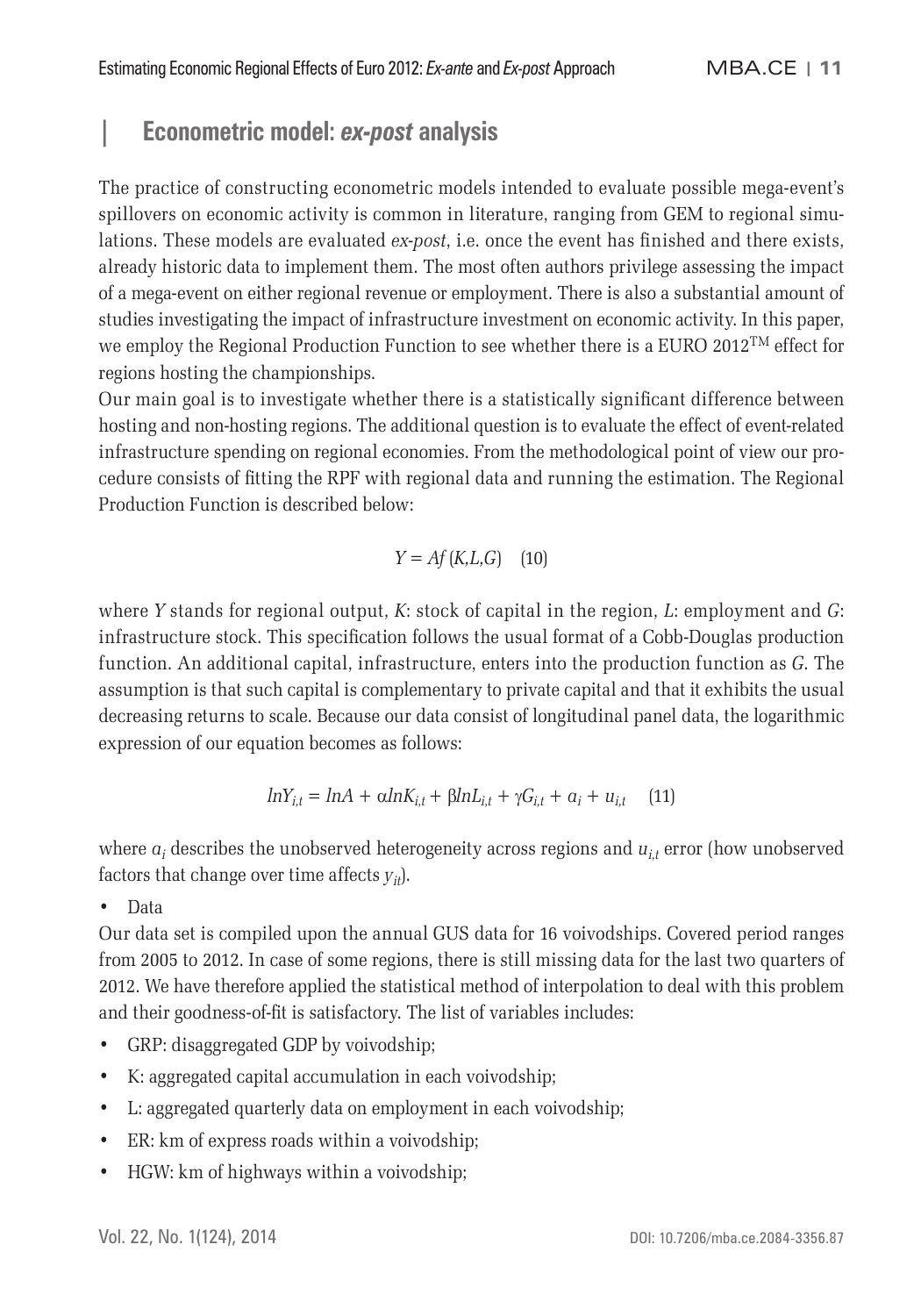## Econometric model: *ex-post* analysis

The practice of constructing econometric models intended to evaluate possible mega-event's spillovers on economic activity is common in literature, ranging from GEM to regional simulations. These models are evaluated *ex-post*, i.e. once the event has finished and there exists, already historic data to implement them. The most often authors privilege assessing the impact of a mega-event on either regional revenue or employment. There is also a substantial amount of studies investigating the impact of infrastructure investment on economic activity. In this paper, we employ the Regional Production Function to see whether there is a EURO 2012$^{TM}$ effect for regions hosting the championships.

Our main goal is to investigate whether there is a statistically significant difference between hosting and non-hosting regions. The additional question is to evaluate the effect of event-related infrastructure spending on regional economies. From the methodological point of view our procedure consists of fitting the RPF with regional data and running the estimation. The Regional Production Function is described below:

$$Y = Af(K,L,G) \quad (10)$$

where $Y$ stands for regional output, $K$: stock of capital in the region, $L$: employment and $G$: infrastructure stock. This specification follows the usual format of a Cobb-Douglas production function. An additional capital, infrastructure, enters into the production function as $G$. The assumption is that such capital is complementary to private capital and that it exhibits the usual decreasing returns to scale. Because our data consist of longitudinal panel data, the logarithmic expression of our equation becomes as follows:

$$lnY_{i,t} = lnA + \alpha lnK_{i,t} + \beta lnL_{i,t} + \gamma G_{i,t} + a_i + u_{i,t} \quad (11)$$

where $a_i$ describes the unobserved heterogeneity across regions and $u_{i,t}$ error (how unobserved factors that change over time affects $y_{it}$).

- Data

Our data set is compiled upon the annual GUS data for 16 voivodships. Covered period ranges from 2005 to 2012. In case of some regions, there is still missing data for the last two quarters of 2012. We have therefore applied the statistical method of interpolation to deal with this problem and their goodness-of-fit is satisfactory. The list of variables includes:

- GRP: disaggregated GDP by voivodship;
- K: aggregated capital accumulation in each voivodship;
- L: aggregated quarterly data on employment in each voivodship;
- ER: km of express roads within a voivodship;
- HGW: km of highways within a voivodship;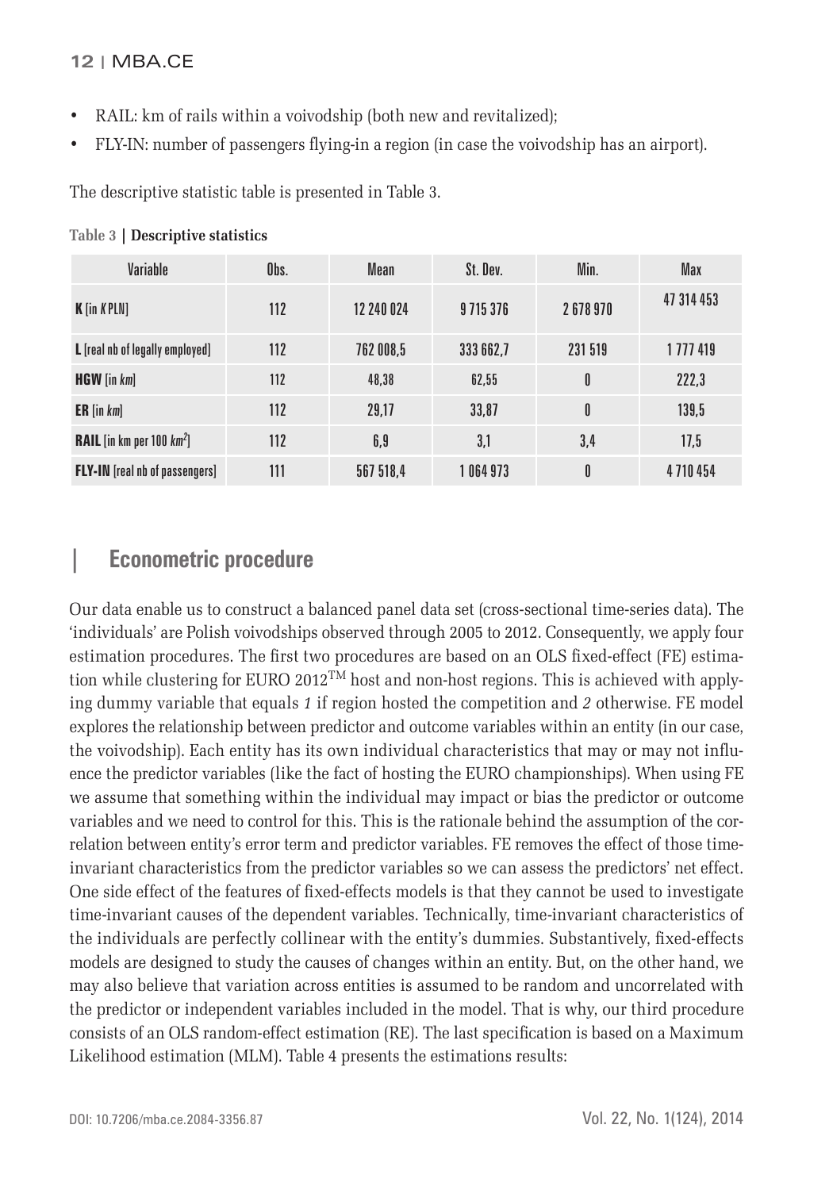- RAIL: km of rails within a voivodship (both new and revitalized);
- FLY-IN: number of passengers flying-in a region (in case the voivodship has an airport).

The descriptive statistic table is presented in Table 3.

**Table 3 | Descriptive statistics**

| Variable | Obs. | Mean | St. Dev. | Min. | Max |
|---|---|---|---|---|---|
| **K** [in *K* PLN] | 112 | 12 240 024 | 9 715 376 | 2 678 970 | 47 314 453 |
| **L** [real nb of legally employed] | 112 | 762 008,5 | 333 662,7 | 231 519 | 1 777 419 |
| **HGW** [in *km*] | 112 | 48,38 | 62,55 | 0 | 222,3 |
| **ER** [in *km*] | 112 | 29,17 | 33,87 | 0 | 139,5 |
| **RAIL** [in km per 100 $km^2$] | 112 | 6,9 | 3,1 | 3,4 | 17,5 |
| **FLY-IN** [real nb of passengers] | 111 | 567 518,4 | 1 064 973 | 0 | 4 710 454 |

## Econometric procedure

Our data enable us to construct a balanced panel data set (cross-sectional time-series data). The 'individuals' are Polish voivodships observed through 2005 to 2012. Consequently, we apply four estimation procedures. The first two procedures are based on an OLS fixed-effect (FE) estimation while clustering for EURO 2012™ host and non-host regions. This is achieved with applying dummy variable that equals *1* if region hosted the competition and *2* otherwise. FE model explores the relationship between predictor and outcome variables within an entity (in our case, the voivodship). Each entity has its own individual characteristics that may or may not influence the predictor variables (like the fact of hosting the EURO championships). When using FE we assume that something within the individual may impact or bias the predictor or outcome variables and we need to control for this. This is the rationale behind the assumption of the correlation between entity's error term and predictor variables. FE removes the effect of those time-invariant characteristics from the predictor variables so we can assess the predictors' net effect. One side effect of the features of fixed-effects models is that they cannot be used to investigate time-invariant causes of the dependent variables. Technically, time-invariant characteristics of the individuals are perfectly collinear with the entity's dummies. Substantively, fixed-effects models are designed to study the causes of changes within an entity. But, on the other hand, we may also believe that variation across entities is assumed to be random and uncorrelated with the predictor or independent variables included in the model. That is why, our third procedure consists of an OLS random-effect estimation (RE). The last specification is based on a Maximum Likelihood estimation (MLM). Table 4 presents the estimations results: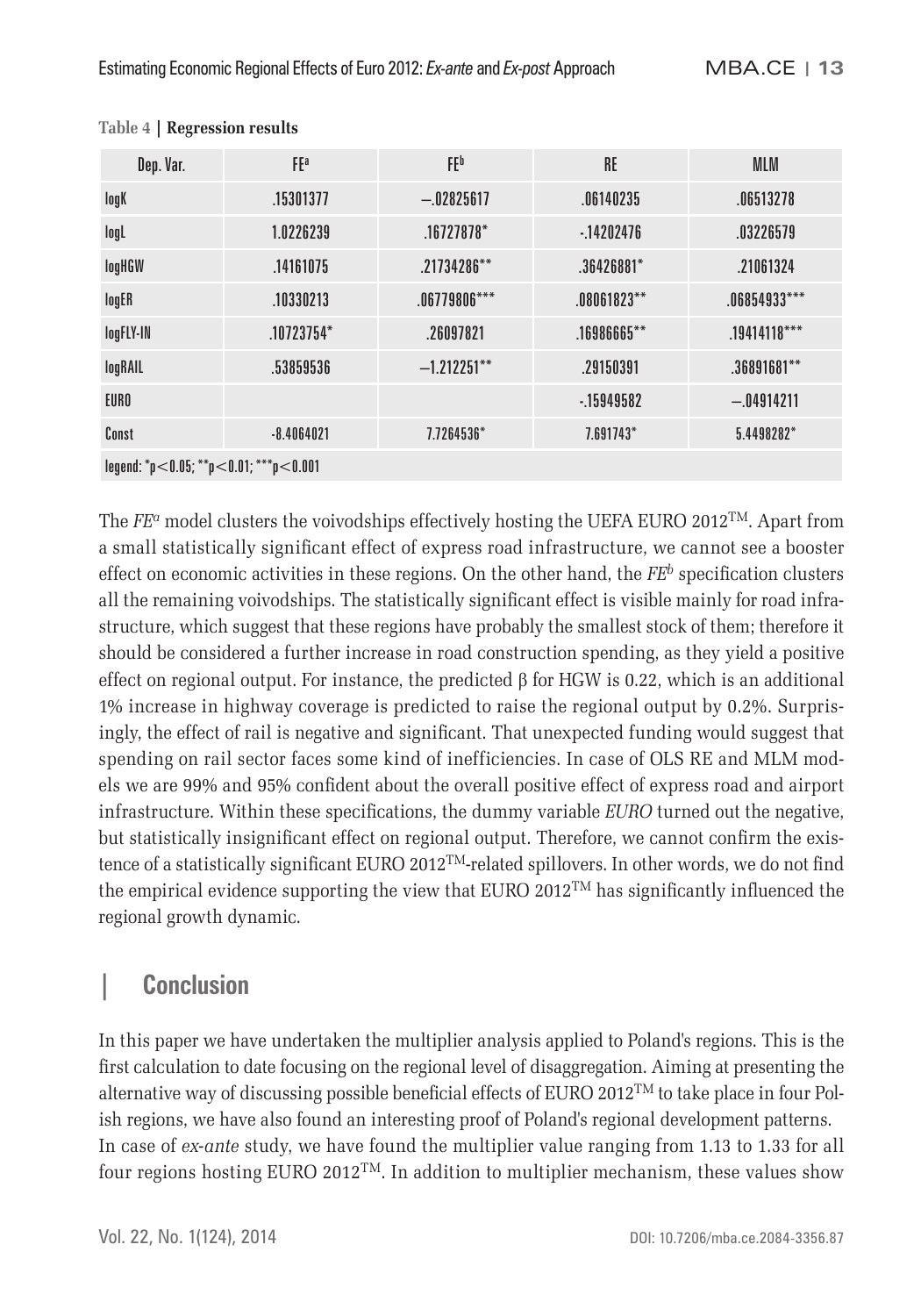**Table 4 | Regression results**

| Dep. Var. | $FE^a$ | $FE^b$ | RE | MLM |
|---|---|---|---|---|
| logK | .15301377 | −.02825617 | .06140235 | .06513278 |
| logL | 1.0226239 | .16727878* | -.14202476 | .03226579 |
| logHGW | .14161075 | .21734286** | .36426881* | .21061324 |
| logER | .10330213 | .06779806*** | .08061823** | .06854933*** |
| logFLY-IN | .10723754* | .26097821 | .16986665** | .19414118*** |
| logRAIL | .53859536 | −1.212251** | .29150391 | .36891681** |
| EURO | | | -.15949582 | −.04914211 |
| Const | -8.4064021 | 7.7264536* | 7.691743* | 5.4498282* |
| legend: *p<0.05; **p<0.01; ***p<0.001 | | | | |

The $FE^a$ model clusters the voivodships effectively hosting the UEFA EURO 2012™. Apart from a small statistically significant effect of express road infrastructure, we cannot see a booster effect on economic activities in these regions. On the other hand, the $FE^b$ specification clusters all the remaining voivodships. The statistically significant effect is visible mainly for road infrastructure, which suggest that these regions have probably the smallest stock of them; therefore it should be considered a further increase in road construction spending, as they yield a positive effect on regional output. For instance, the predicted β for HGW is 0.22, which is an additional 1% increase in highway coverage is predicted to raise the regional output by 0.2%. Surprisingly, the effect of rail is negative and significant. That unexpected funding would suggest that spending on rail sector faces some kind of inefficiencies. In case of OLS RE and MLM models we are 99% and 95% confident about the overall positive effect of express road and airport infrastructure. Within these specifications, the dummy variable *EURO* turned out the negative, but statistically insignificant effect on regional output. Therefore, we cannot confirm the existence of a statistically significant EURO 2012™-related spillovers. In other words, we do not find the empirical evidence supporting the view that EURO 2012™ has significantly influenced the regional growth dynamic.

## Conclusion

In this paper we have undertaken the multiplier analysis applied to Poland's regions. This is the first calculation to date focusing on the regional level of disaggregation. Aiming at presenting the alternative way of discussing possible beneficial effects of EURO 2012™ to take place in four Polish regions, we have also found an interesting proof of Poland's regional development patterns. In case of *ex-ante* study, we have found the multiplier value ranging from 1.13 to 1.33 for all four regions hosting EURO 2012™. In addition to multiplier mechanism, these values show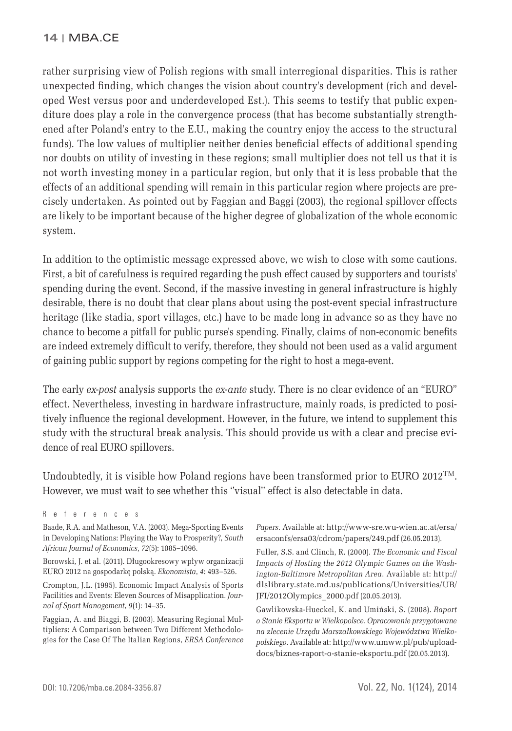rather surprising view of Polish regions with small interregional disparities. This is rather unexpected finding, which changes the vision about country's development (rich and developed West versus poor and underdeveloped Est.). This seems to testify that public expenditure does play a role in the convergence process (that has become substantially strengthened after Poland's entry to the E.U., making the country enjoy the access to the structural funds). The low values of multiplier neither denies beneficial effects of additional spending nor doubts on utility of investing in these regions; small multiplier does not tell us that it is not worth investing money in a particular region, but only that it is less probable that the effects of an additional spending will remain in this particular region where projects are precisely undertaken. As pointed out by Faggian and Baggi (2003), the regional spillover effects are likely to be important because of the higher degree of globalization of the whole economic system.

In addition to the optimistic message expressed above, we wish to close with some cautions. First, a bit of carefulness is required regarding the push effect caused by supporters and tourists' spending during the event. Second, if the massive investing in general infrastructure is highly desirable, there is no doubt that clear plans about using the post-event special infrastructure heritage (like stadia, sport villages, etc.) have to be made long in advance so as they have no chance to become a pitfall for public purse's spending. Finally, claims of non-economic benefits are indeed extremely difficult to verify, therefore, they should not been used as a valid argument of gaining public support by regions competing for the right to host a mega-event.

The early *ex-post* analysis supports the *ex-ante* study. There is no clear evidence of an "EURO" effect. Nevertheless, investing in hardware infrastructure, mainly roads, is predicted to positively influence the regional development. However, in the future, we intend to supplement this study with the structural break analysis. This should provide us with a clear and precise evidence of real EURO spillovers.

Undoubtedly, it is visible how Poland regions have been transformed prior to EURO 2012™. However, we must wait to see whether this ''visual'' effect is also detectable in data.

## References

Baade, R.A. and Matheson, V.A. (2003). Mega-Sporting Events in Developing Nations: Playing the Way to Prosperity?, *South African Journal of Economics*, *72*(5): 1085–1096.

Borowski, J. et al. (2011). Długookresowy wpływ organizacji EURO 2012 na gospodarkę polską. *Ekonomista*, *4*: 493–526.

Crompton, J.L. (1995). Economic Impact Analysis of Sports Facilities and Events: Eleven Sources of Misapplication. *Journal of Sport Management*, *9*(1): 14–35.

Faggian, A. and Biaggi, B. (2003). Measuring Regional Multipliers: A Comparison between Two Different Methodologies for the Case Of The Italian Regions, *ERSA Conference Papers*. Available at: http://www-sre.wu-wien.ac.at/ersa/ersaconfs/ersa03/cdrom/papers/249.pdf (26.05.2013).

Fuller, S.S. and Clinch, R. (2000). *The Economic and Fiscal Impacts of Hosting the 2012 Olympic Games on the Washington-Baltimore Metropolitan Area*. Available at: http://dlslibrary.state.md.us/publications/Universities/UB/JFI/2012Olympics_2000.pdf (20.05.2013).

Gawlikowska-Hueckel, K. and Umiński, S. (2008). *Raport o Stanie Eksportu w Wielkopolsce. Opracowanie przygotowane na zlecenie Urzędu Marszałkowskiego Województwa Wielkopolskiego*. Available at: http://www.umww.pl/pub/uploaddocs/biznes-raport-o-stanie-eksportu.pdf (20.05.2013).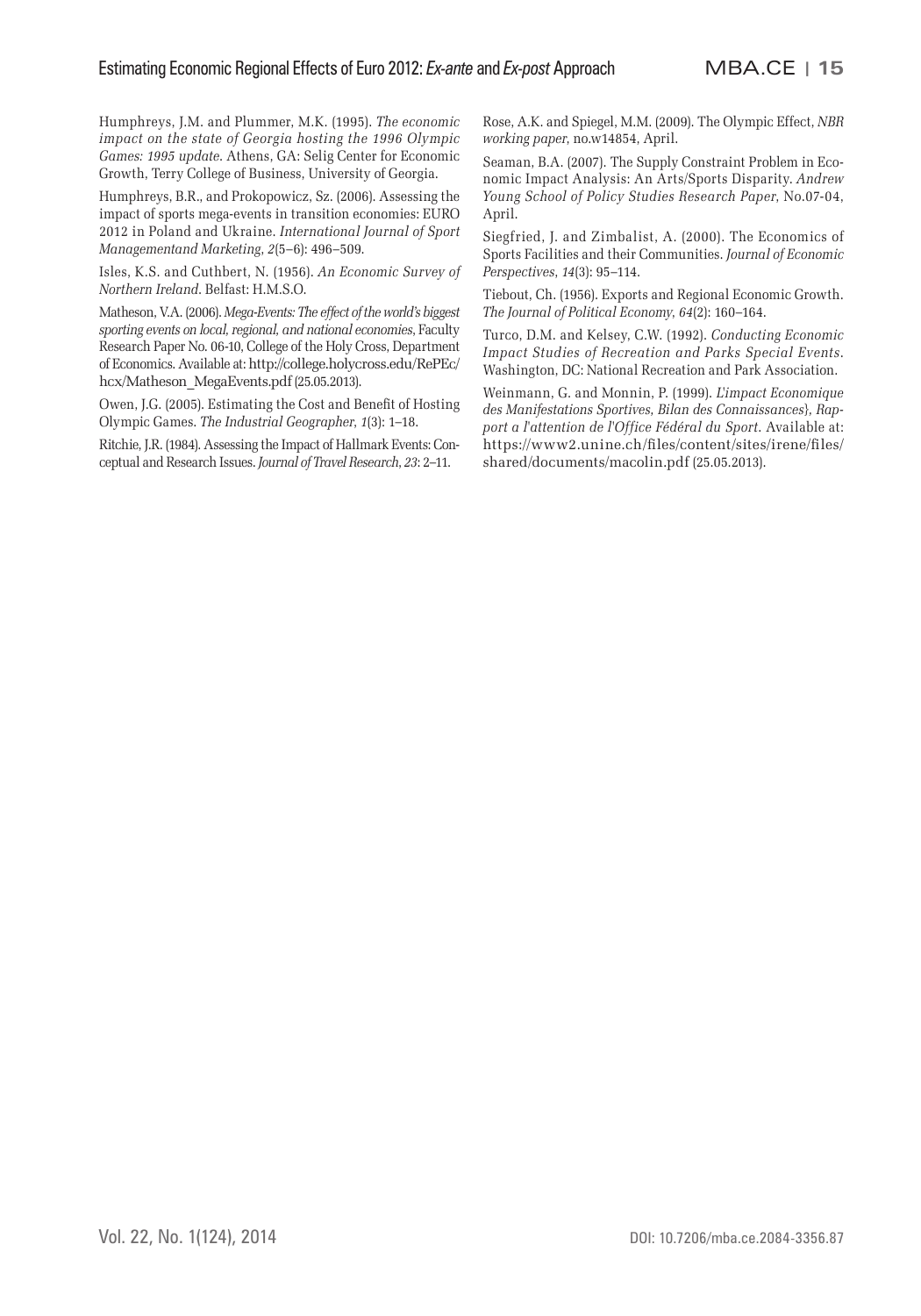Humphreys, J.M. and Plummer, M.K. (1995). *The economic impact on the state of Georgia hosting the 1996 Olympic Games: 1995 update*. Athens, GA: Selig Center for Economic Growth, Terry College of Business, University of Georgia.

Humphreys, B.R., and Prokopowicz, Sz. (2006). Assessing the impact of sports mega-events in transition economies: EURO 2012 in Poland and Ukraine. *International Journal of Sport Managementand Marketing*, *2*(5–6): 496–509.

Isles, K.S. and Cuthbert, N. (1956). *An Economic Survey of Northern Ireland*. Belfast: H.M.S.O.

Matheson, V.A. (2006). *Mega-Events: The effect of the world's biggest sporting events on local, regional, and national economies*, Faculty Research Paper No. 06-10, College of the Holy Cross, Department of Economics. Available at: http://college.holycross.edu/RePEc/hcx/Matheson_MegaEvents.pdf (25.05.2013).

Owen, J.G. (2005). Estimating the Cost and Benefit of Hosting Olympic Games. *The Industrial Geographer*, *1*(3): 1–18.

Ritchie, J.R. (1984). Assessing the Impact of Hallmark Events: Conceptual and Research Issues. *Journal of Travel Research*, *23*: 2–11.

Rose, A.K. and Spiegel, M.M. (2009). The Olympic Effect, *NBR working paper*, no.w14854, April.

Seaman, B.A. (2007). The Supply Constraint Problem in Economic Impact Analysis: An Arts/Sports Disparity. *Andrew Young School of Policy Studies Research Paper*, No.07-04, April.

Siegfried, J. and Zimbalist, A. (2000). The Economics of Sports Facilities and their Communities. *Journal of Economic Perspectives*, *14*(3): 95–114.

Tiebout, Ch. (1956). Exports and Regional Economic Growth. *The Journal of Political Economy*, *64*(2): 160–164.

Turco, D.M. and Kelsey, C.W. (1992). *Conducting Economic Impact Studies of Recreation and Parks Special Events*. Washington, DC: National Recreation and Park Association.

Weinmann, G. and Monnin, P. (1999). *L'impact Economique des Manifestations Sportives, Bilan des Connaissances}*, *Rapport a l'attention de l'Office Fédéral du Sport*. Available at: https://www2.unine.ch/files/content/sites/irene/files/shared/documents/macolin.pdf (25.05.2013).